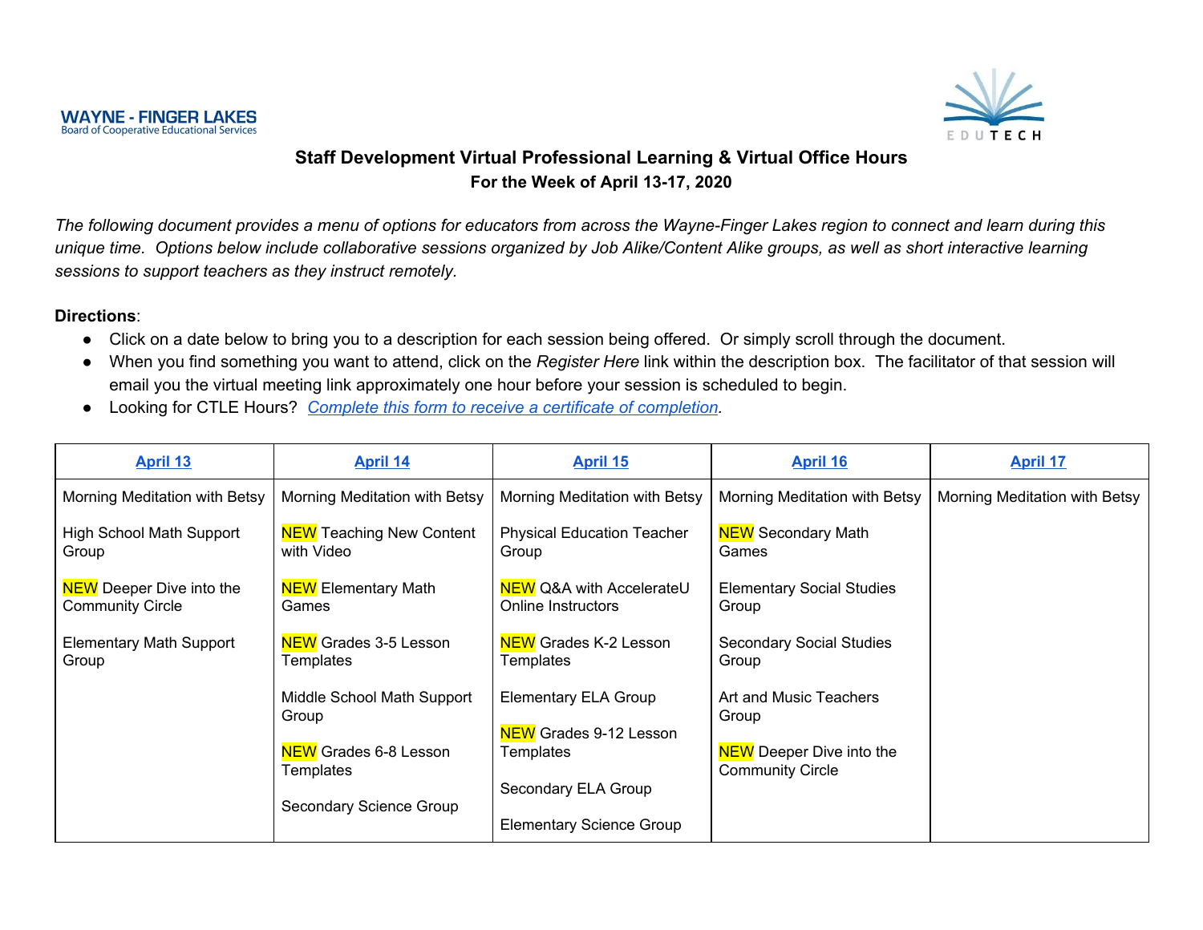WAYNE - FINGER LAKES
Board of Cooperative Educational Services

EDUTECH

## Staff Development Virtual Professional Learning & Virtual Office Hours
### For the Week of April 13-17, 2020

*The following document provides a menu of options for educators from across the Wayne-Finger Lakes region to connect and learn during this unique time. Options below include collaborative sessions organized by Job Alike/Content Alike groups, as well as short interactive learning sessions to support teachers as they instruct remotely.*

**Directions**:

- Click on a date below to bring you to a description for each session being offered. Or simply scroll through the document.
- When you find something you want to attend, click on the *Register Here* link within the description box. The facilitator of that session will email you the virtual meeting link approximately one hour before your session is scheduled to begin.
- Looking for CTLE Hours? *[Complete this form to receive a certificate of completion](#)*.

| [April 13](#) | [April 14](#) | [April 15](#) | [April 16](#) | [April 17](#) |
|---|---|---|---|---|
| Morning Meditation with Betsy<br><br>High School Math Support Group<br><br>NEW Deeper Dive into the Community Circle<br><br>Elementary Math Support Group | Morning Meditation with Betsy<br><br>NEW Teaching New Content with Video<br><br>NEW Elementary Math Games<br><br>NEW Grades 3-5 Lesson Templates<br><br>Middle School Math Support Group<br><br>NEW Grades 6-8 Lesson Templates<br><br>Secondary Science Group | Morning Meditation with Betsy<br><br>Physical Education Teacher Group<br><br>NEW Q&A with AccelerateU Online Instructors<br><br>NEW Grades K-2 Lesson Templates<br><br>Elementary ELA Group<br><br>NEW Grades 9-12 Lesson Templates<br><br>Secondary ELA Group<br><br>Elementary Science Group | Morning Meditation with Betsy<br><br>NEW Secondary Math Games<br><br>Elementary Social Studies Group<br><br>Secondary Social Studies Group<br><br>Art and Music Teachers Group<br><br>NEW Deeper Dive into the Community Circle | Morning Meditation with Betsy |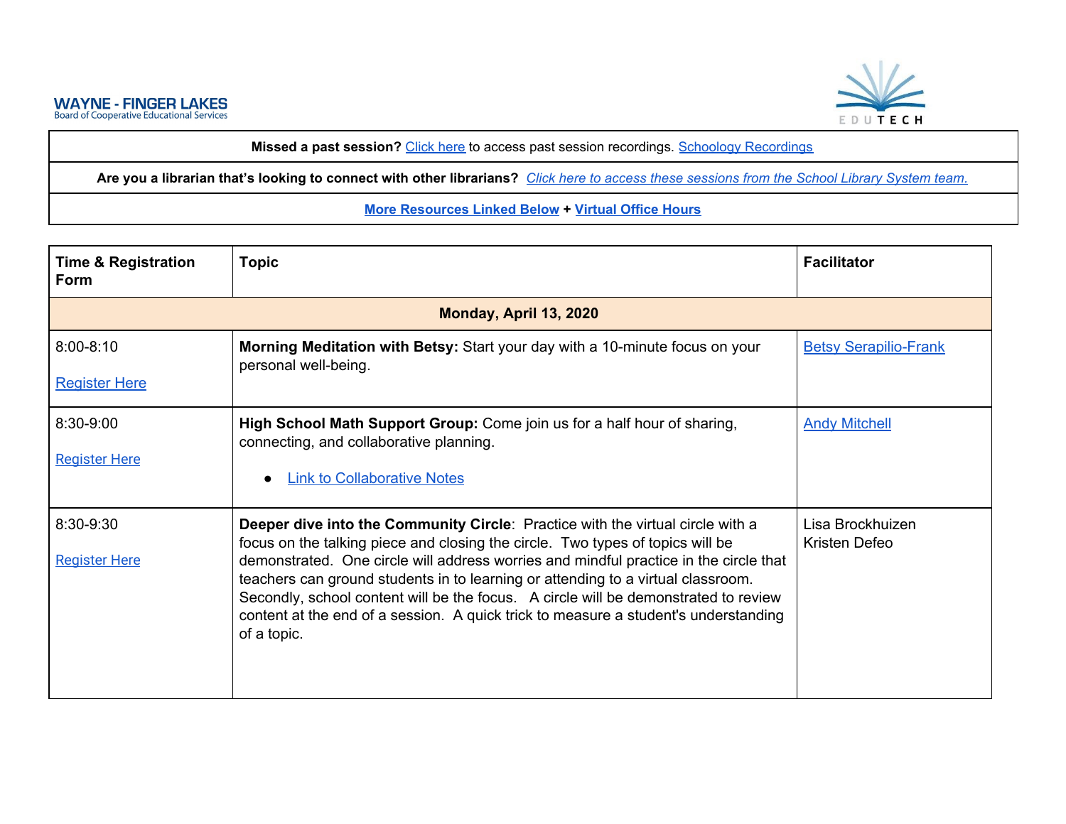WAYNE - FINGER LAKES
Board of Cooperative Educational Services

EDUTECH

| **Missed a past session?** Click here to access past session recordings. Schoology Recordings |
|---|
| **Are you a librarian that's looking to connect with other librarians?** *Click here to access these sessions from the School Library System team.* |
| **More Resources Linked Below** + **Virtual Office Hours** |

| Time & Registration Form | Topic | Facilitator |
|---|---|---|
| **Monday, April 13, 2020** | | |
| 8:00-8:10<br><br>Register Here | **Morning Meditation with Betsy:** Start your day with a 10-minute focus on your personal well-being. | Betsy Serapilio-Frank |
| 8:30-9:00<br><br>Register Here | **High School Math Support Group:** Come join us for a half hour of sharing, connecting, and collaborative planning.<br><br>• Link to Collaborative Notes | Andy Mitchell |
| 8:30-9:30<br><br>Register Here | **Deeper dive into the Community Circle**: Practice with the virtual circle with a focus on the talking piece and closing the circle. Two types of topics will be demonstrated. One circle will address worries and mindful practice in the circle that teachers can ground students in to learning or attending to a virtual classroom. Secondly, school content will be the focus. A circle will be demonstrated to review content at the end of a session. A quick trick to measure a student's understanding of a topic. | Lisa Brockhuizen<br>Kristen Defeo |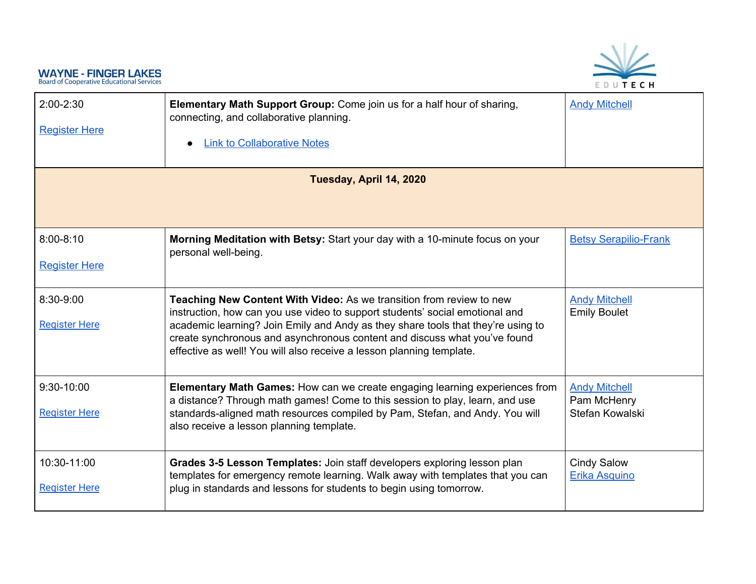| 2:00-2:30<br><br>Register Here | **Elementary Math Support Group:** Come join us for a half hour of sharing, connecting, and collaborative planning.<br><br>• Link to Collaborative Notes | Andy Mitchell |
|---|---|---|
| **Tuesday, April 14, 2020** | | |
| 8:00-8:10<br><br>Register Here | **Morning Meditation with Betsy:** Start your day with a 10-minute focus on your personal well-being. | Betsy Serapilio-Frank |
| 8:30-9:00<br><br>Register Here | **Teaching New Content With Video:** As we transition from review to new instruction, how can you use video to support students' social emotional and academic learning? Join Emily and Andy as they share tools that they're using to create synchronous and asynchronous content and discuss what you've found effective as well! You will also receive a lesson planning template. | Andy Mitchell<br>Emily Boulet |
| 9:30-10:00<br><br>Register Here | **Elementary Math Games:** How can we create engaging learning experiences from a distance? Through math games! Come to this session to play, learn, and use standards-aligned math resources compiled by Pam, Stefan, and Andy. You will also receive a lesson planning template. | Andy Mitchell<br>Pam McHenry<br>Stefan Kowalski |
| 10:30-11:00<br><br>Register Here | **Grades 3-5 Lesson Templates:** Join staff developers exploring lesson plan templates for emergency remote learning. Walk away with templates that you can plug in standards and lessons for students to begin using tomorrow. | Cindy Salow<br>Erika Asquino |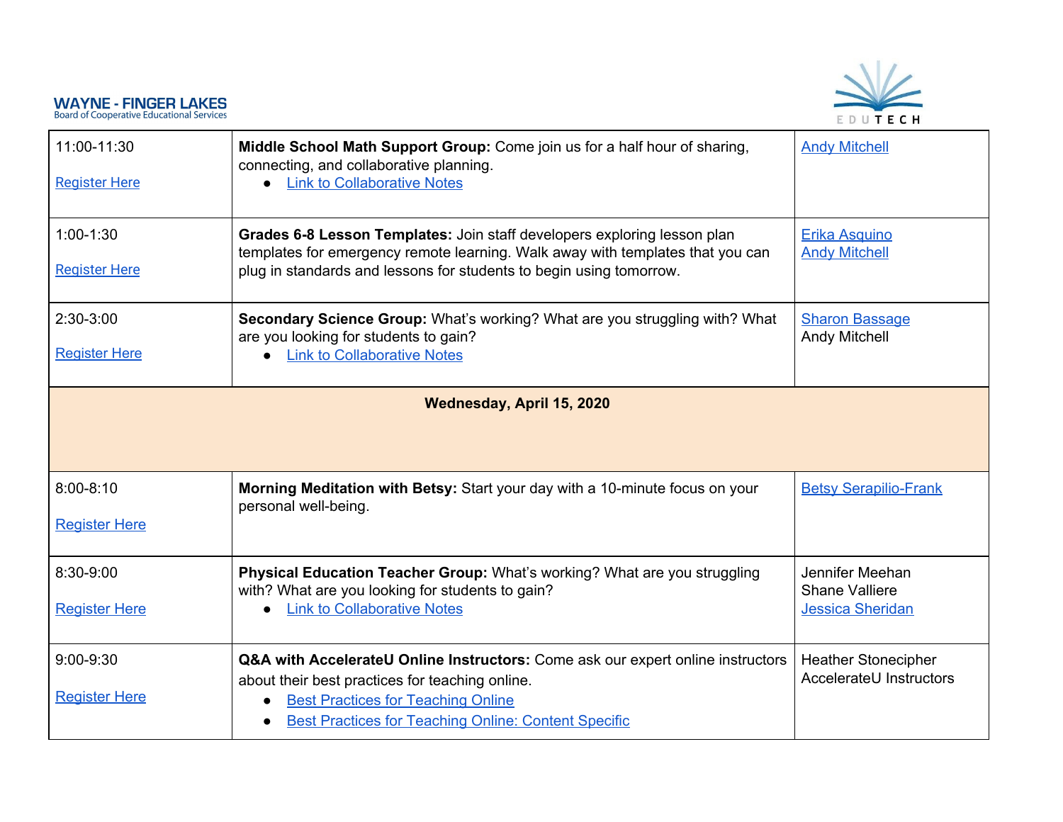| | | |
|---|---|---|
| 11:00-11:30<br><br>Register Here | **Middle School Math Support Group:** Come join us for a half hour of sharing, connecting, and collaborative planning.<br>• Link to Collaborative Notes | Andy Mitchell |
| 1:00-1:30<br><br>Register Here | **Grades 6-8 Lesson Templates:** Join staff developers exploring lesson plan templates for emergency remote learning. Walk away with templates that you can plug in standards and lessons for students to begin using tomorrow. | Erika Asquino<br>Andy Mitchell |
| 2:30-3:00<br><br>Register Here | **Secondary Science Group:** What's working? What are you struggling with? What are you looking for students to gain?<br>• Link to Collaborative Notes | Sharon Bassage<br>Andy Mitchell |
| | **Wednesday, April 15, 2020** | |
| 8:00-8:10<br><br>Register Here | **Morning Meditation with Betsy:** Start your day with a 10-minute focus on your personal well-being. | Betsy Serapilio-Frank |
| 8:30-9:00<br><br>Register Here | **Physical Education Teacher Group:** What's working? What are you struggling with? What are you looking for students to gain?<br>• Link to Collaborative Notes | Jennifer Meehan<br>Shane Valliere<br>Jessica Sheridan |
| 9:00-9:30<br><br>Register Here | **Q&A with AccelerateU Online Instructors:** Come ask our expert online instructors about their best practices for teaching online.<br>• Best Practices for Teaching Online<br>• Best Practices for Teaching Online: Content Specific | Heather Stonecipher<br>AccelerateU Instructors |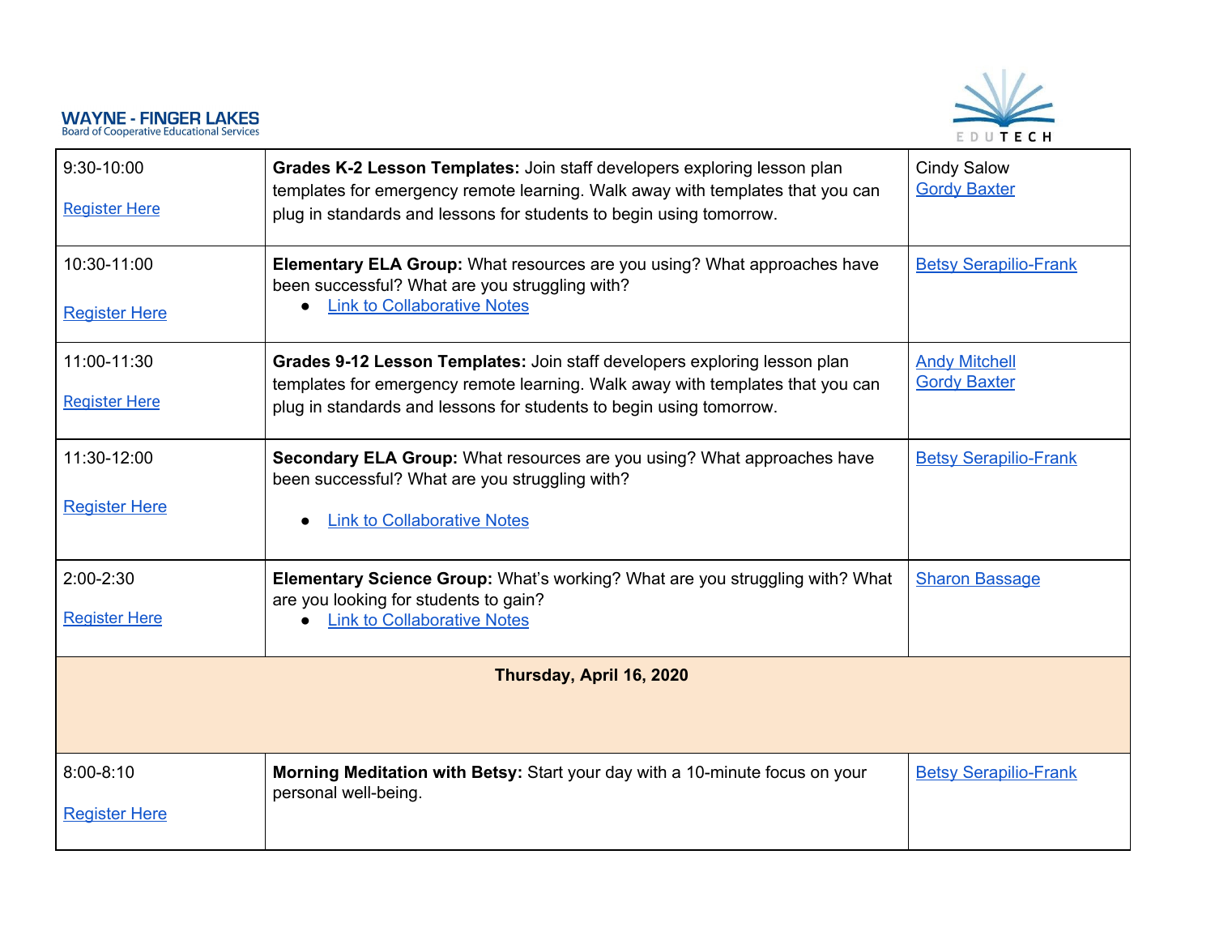| | | |
|---|---|---|
| 9:30-10:00<br><br>Register Here | **Grades K-2 Lesson Templates:** Join staff developers exploring lesson plan templates for emergency remote learning. Walk away with templates that you can plug in standards and lessons for students to begin using tomorrow. | Cindy Salow<br>Gordy Baxter |
| 10:30-11:00<br><br>Register Here | **Elementary ELA Group:** What resources are you using? What approaches have been successful? What are you struggling with?<br>• Link to Collaborative Notes | Betsy Serapilio-Frank |
| 11:00-11:30<br><br>Register Here | **Grades 9-12 Lesson Templates:** Join staff developers exploring lesson plan templates for emergency remote learning. Walk away with templates that you can plug in standards and lessons for students to begin using tomorrow. | Andy Mitchell<br>Gordy Baxter |
| 11:30-12:00<br><br>Register Here | **Secondary ELA Group:** What resources are you using? What approaches have been successful? What are you struggling with?<br>• Link to Collaborative Notes | Betsy Serapilio-Frank |
| 2:00-2:30<br><br>Register Here | **Elementary Science Group:** What's working? What are you struggling with? What are you looking for students to gain?<br>• Link to Collaborative Notes | Sharon Bassage |
| | **Thursday, April 16, 2020** | |
| 8:00-8:10<br><br>Register Here | **Morning Meditation with Betsy:** Start your day with a 10-minute focus on your personal well-being. | Betsy Serapilio-Frank |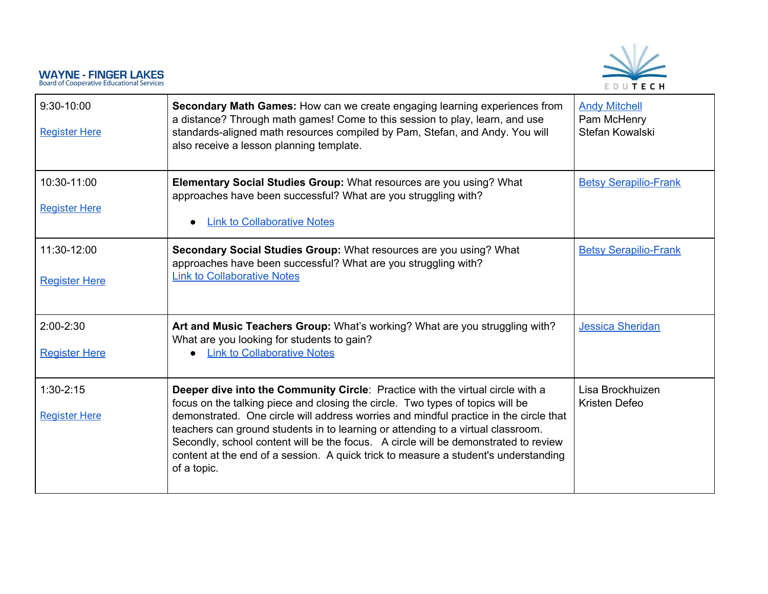WAYNE - FINGER LAKES
Board of Cooperative Educational Services

EDUTECH

| | | |
|---|---|---|
| 9:30-10:00<br><br>Register Here | **Secondary Math Games:** How can we create engaging learning experiences from a distance? Through math games! Come to this session to play, learn, and use standards-aligned math resources compiled by Pam, Stefan, and Andy. You will also receive a lesson planning template. | Andy Mitchell<br>Pam McHenry<br>Stefan Kowalski |
| 10:30-11:00<br><br>Register Here | **Elementary Social Studies Group:** What resources are you using? What approaches have been successful? What are you struggling with?<br><br>• Link to Collaborative Notes | Betsy Serapilio-Frank |
| 11:30-12:00<br><br>Register Here | **Secondary Social Studies Group:** What resources are you using? What approaches have been successful? What are you struggling with?<br>Link to Collaborative Notes | Betsy Serapilio-Frank |
| 2:00-2:30<br><br>Register Here | **Art and Music Teachers Group:** What's working? What are you struggling with? What are you looking for students to gain?<br>• Link to Collaborative Notes | Jessica Sheridan |
| 1:30-2:15<br><br>Register Here | **Deeper dive into the Community Circle**: Practice with the virtual circle with a focus on the talking piece and closing the circle. Two types of topics will be demonstrated. One circle will address worries and mindful practice in the circle that teachers can ground students in to learning or attending to a virtual classroom. Secondly, school content will be the focus. A circle will be demonstrated to review content at the end of a session. A quick trick to measure a student's understanding of a topic. | Lisa Brockhuizen<br>Kristen Defeo |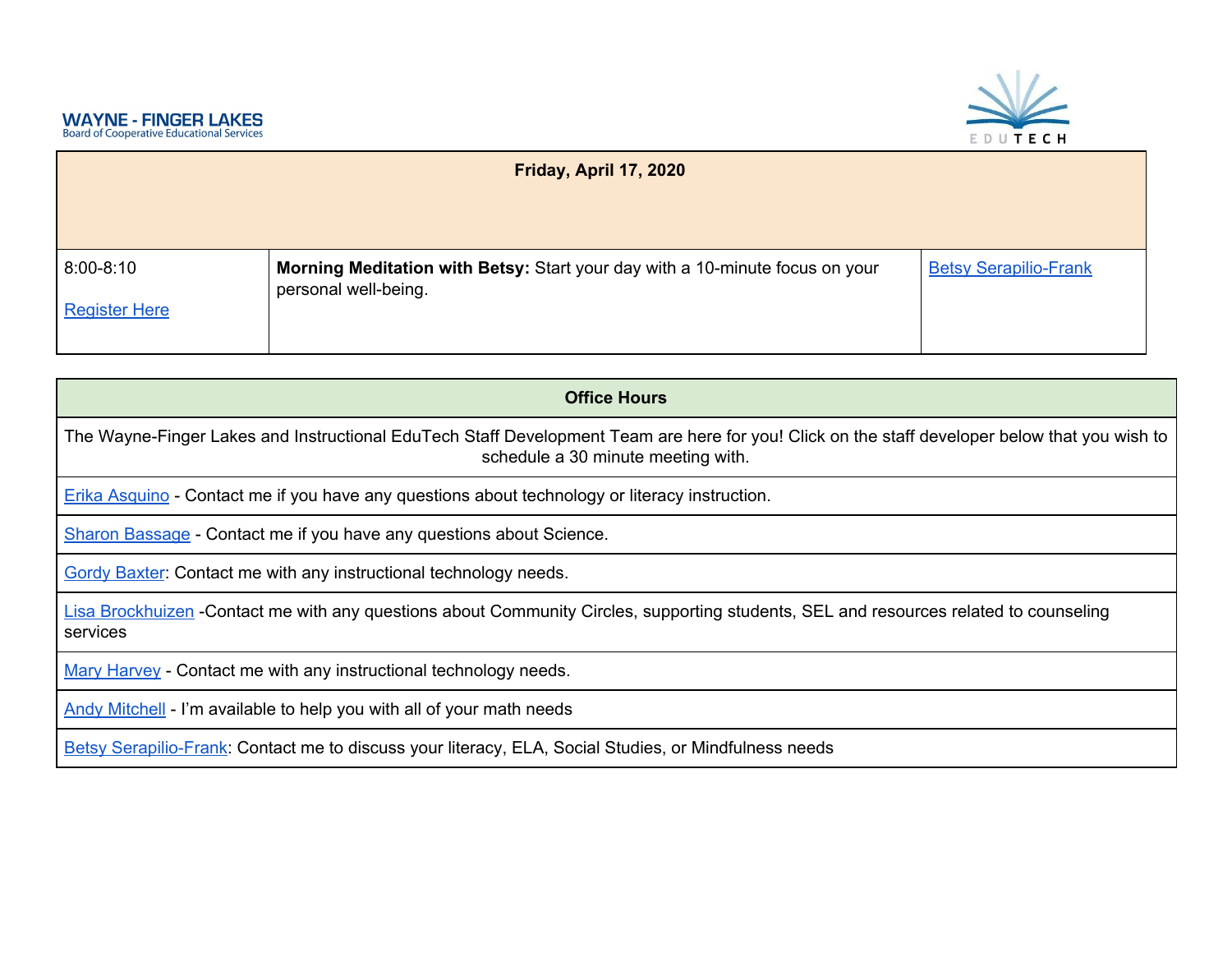WAYNE - FINGER LAKES
Board of Cooperative Educational Services

EDUTECH

| Friday, April 17, 2020 | | |
|---|---|---|
| 8:00-8:10<br><br>Register Here | **Morning Meditation with Betsy:** Start your day with a 10-minute focus on your personal well-being. | Betsy Serapilio-Frank |

| Office Hours |
|---|
| The Wayne-Finger Lakes and Instructional EduTech Staff Development Team are here for you! Click on the staff developer below that you wish to schedule a 30 minute meeting with. |
| Erika Asquino - Contact me if you have any questions about technology or literacy instruction. |
| Sharon Bassage - Contact me if you have any questions about Science. |
| Gordy Baxter: Contact me with any instructional technology needs. |
| Lisa Brockhuizen -Contact me with any questions about Community Circles, supporting students, SEL and resources related to counseling services |
| Mary Harvey - Contact me with any instructional technology needs. |
| Andy Mitchell - I'm available to help you with all of your math needs |
| Betsy Serapilio-Frank: Contact me to discuss your literacy, ELA, Social Studies, or Mindfulness needs |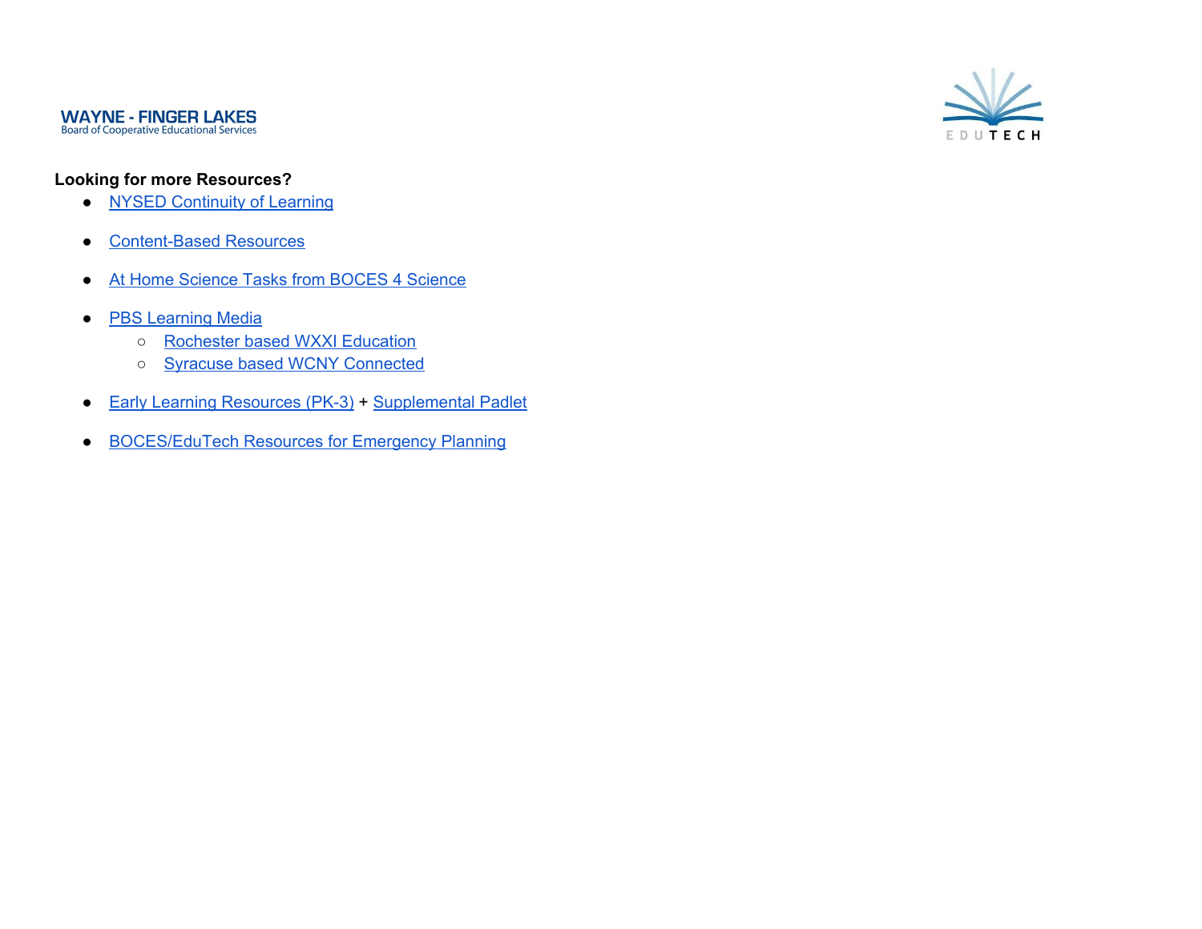**Looking for more Resources?**

- NYSED Continuity of Learning
- Content-Based Resources
- At Home Science Tasks from BOCES 4 Science
- PBS Learning Media
  - Rochester based WXXI Education
  - Syracuse based WCNY Connected
- Early Learning Resources (PK-3) + Supplemental Padlet
- BOCES/EduTech Resources for Emergency Planning